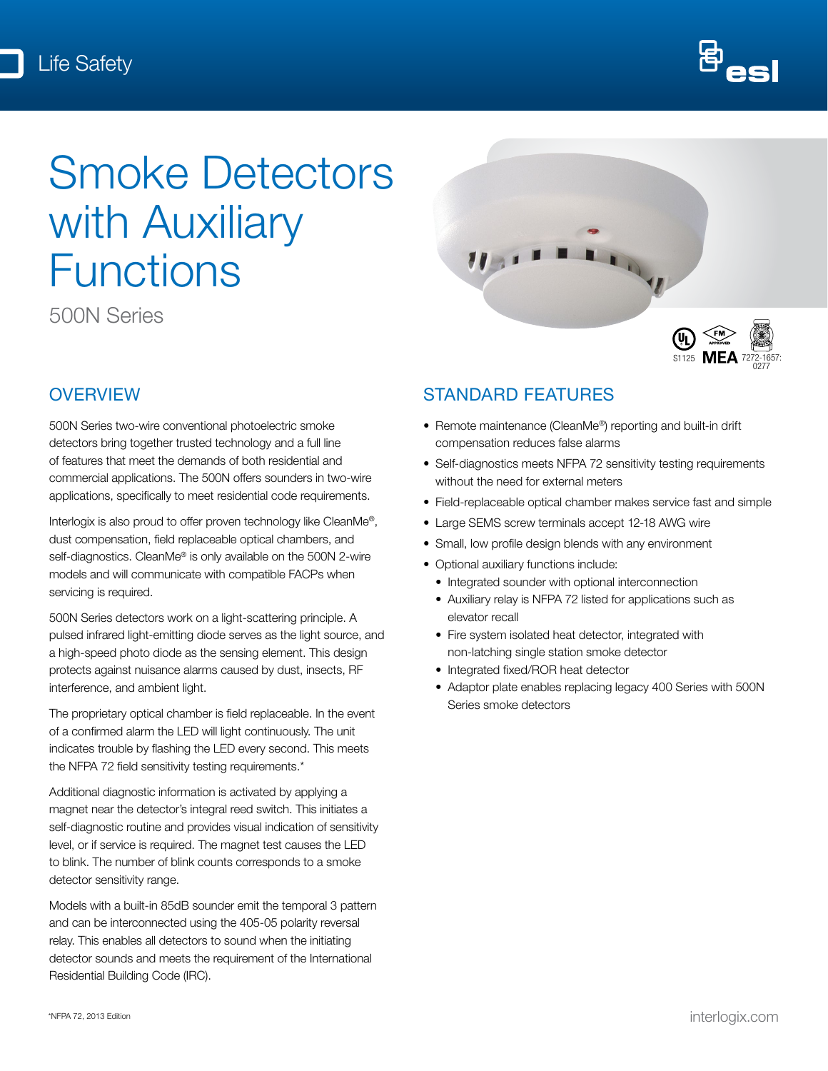Life Safety

# Smoke Detectors with Auxiliary Functions

500N Series

S1125 MEA 7272-1657:0277

## OVERVIEW

500N Series two-wire conventional photoelectric smoke detectors bring together trusted technology and a full line of features that meet the demands of both residential and commercial applications. The 500N offers sounders in two-wire applications, specifically to meet residential code requirements.

Interlogix is also proud to offer proven technology like CleanMe®, dust compensation, field replaceable optical chambers, and self-diagnostics. CleanMe® is only available on the 500N 2-wire models and will communicate with compatible FACPs when servicing is required.

500N Series detectors work on a light-scattering principle. A pulsed infrared light-emitting diode serves as the light source, and a high-speed photo diode as the sensing element. This design protects against nuisance alarms caused by dust, insects, RF interference, and ambient light.

The proprietary optical chamber is field replaceable. In the event of a confirmed alarm the LED will light continuously. The unit indicates trouble by flashing the LED every second. This meets the NFPA 72 field sensitivity testing requirements.*

Additional diagnostic information is activated by applying a magnet near the detector's integral reed switch. This initiates a self-diagnostic routine and provides visual indication of sensitivity level, or if service is required. The magnet test causes the LED to blink. The number of blink counts corresponds to a smoke detector sensitivity range.

Models with a built-in 85dB sounder emit the temporal 3 pattern and can be interconnected using the 405-05 polarity reversal relay. This enables all detectors to sound when the initiating detector sounds and meets the requirement of the International Residential Building Code (IRC).

## STANDARD FEATURES

- Remote maintenance (CleanMe®) reporting and built-in drift compensation reduces false alarms
- Self-diagnostics meets NFPA 72 sensitivity testing requirements without the need for external meters
- Field-replaceable optical chamber makes service fast and simple
- Large SEMS screw terminals accept 12-18 AWG wire
- Small, low profile design blends with any environment
- Optional auxiliary functions include:
  - Integrated sounder with optional interconnection
  - Auxiliary relay is NFPA 72 listed for applications such as elevator recall
  - Fire system isolated heat detector, integrated with non-latching single station smoke detector
  - Integrated fixed/ROR heat detector
  - Adaptor plate enables replacing legacy 400 Series with 500N Series smoke detectors

*NFPA 72, 2013 Edition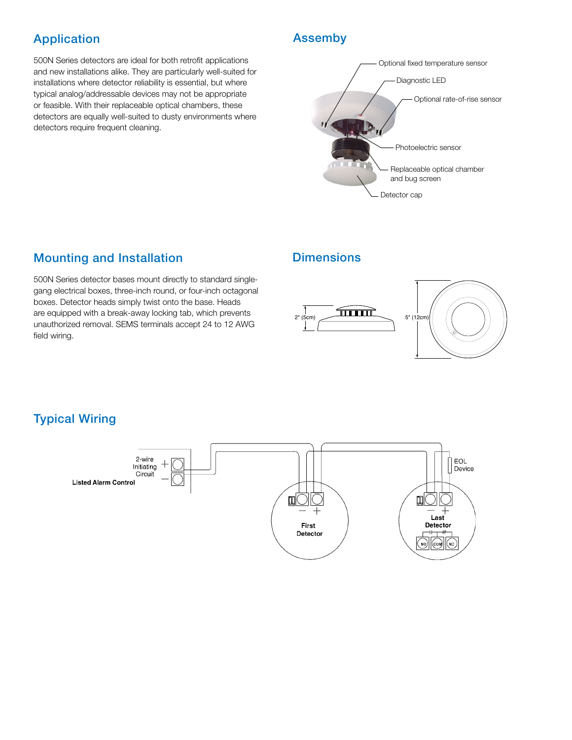## Application

500N Series detectors are ideal for both retrofit applications and new installations alike. They are particularly well-suited for installations where detector reliability is essential, but where typical analog/addressable devices may not be appropriate or feasible. With their replaceable optical chambers, these detectors are equally well-suited to dusty environments where detectors require frequent cleaning.

## Assemby

Optional fixed temperature sensor

Diagnostic LED

Optional rate-of-rise sensor

Photoelectric sensor

Replaceable optical chamber and bug screen

Detector cap

## Mounting and Installation

500N Series detector bases mount directly to standard single-gang electrical boxes, three-inch round, or four-inch octagonal boxes. Detector heads simply twist onto the base. Heads are equipped with a break-away locking tab, which prevents unauthorized removal. SEMS terminals accept 24 to 12 AWG field wiring.

## Dimensions

2" (5cm)

5" (12cm)

## Typical Wiring

2-wire Initiating Circuit

Listed Alarm Control

First Detector

Last Detector

EOL Device

NO COM NC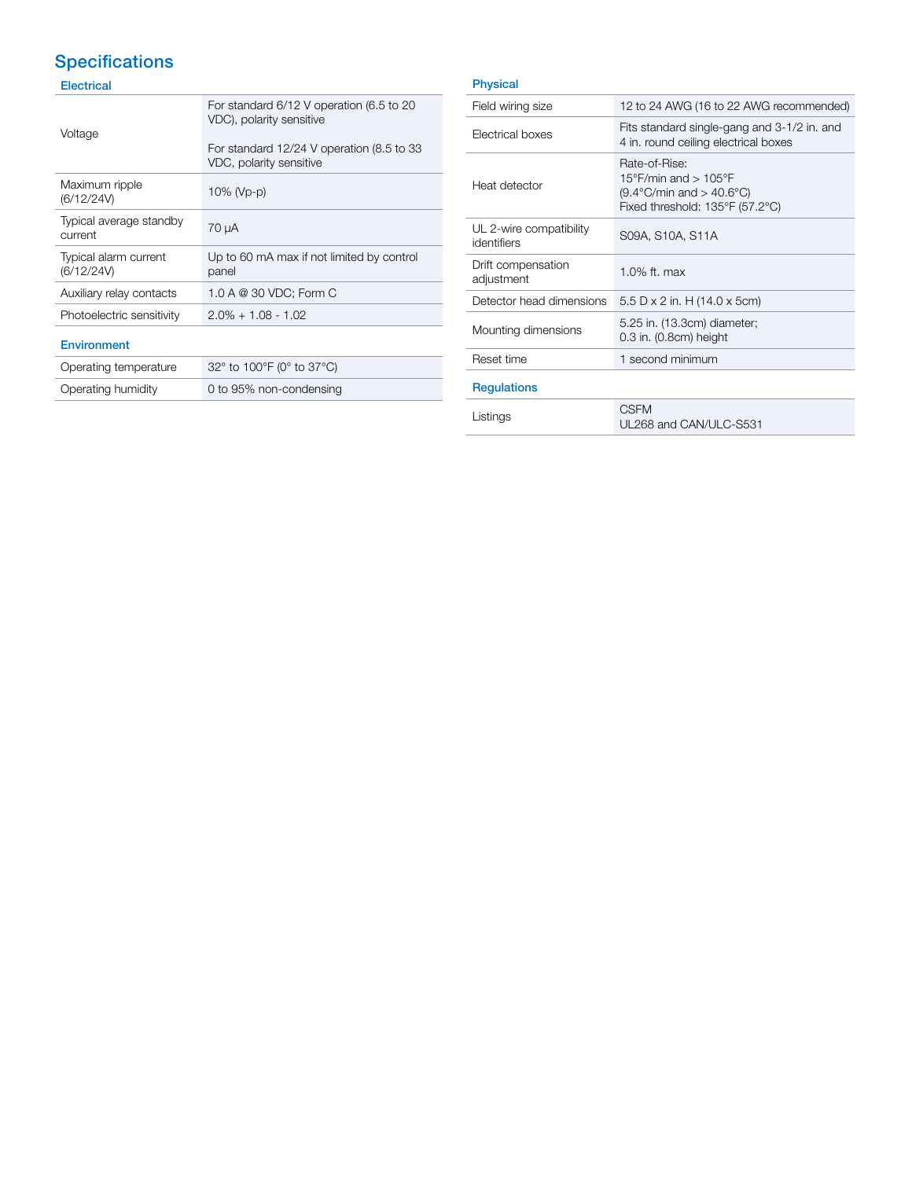# Specifications

## Electrical

| | |
|---|---|
| Voltage | For standard 6/12 V operation (6.5 to 20 VDC), polarity sensitive<br><br>For standard 12/24 V operation (8.5 to 33 VDC, polarity sensitive |
| Maximum ripple (6/12/24V) | 10% (Vp-p) |
| Typical average standby current | 70 µA |
| Typical alarm current (6/12/24V) | Up to 60 mA max if not limited by control panel |
| Auxiliary relay contacts | 1.0 A @ 30 VDC; Form C |
| Photoelectric sensitivity | 2.0% + 1.08 - 1.02 |

## Environment

| | |
|---|---|
| Operating temperature | 32° to 100°F (0° to 37°C) |
| Operating humidity | 0 to 95% non-condensing |

## Physical

| | |
|---|---|
| Field wiring size | 12 to 24 AWG (16 to 22 AWG recommended) |
| Electrical boxes | Fits standard single-gang and 3-1/2 in. and 4 in. round ceiling electrical boxes |
| Heat detector | Rate-of-Rise:<br>15°F/min and > 105°F<br>(9.4°C/min and > 40.6°C)<br>Fixed threshold: 135°F (57.2°C) |
| UL 2-wire compatibility identifiers | S09A, S10A, S11A |
| Drift compensation adjustment | 1.0% ft. max |
| Detector head dimensions | 5.5 D x 2 in. H (14.0 x 5cm) |
| Mounting dimensions | 5.25 in. (13.3cm) diameter;<br>0.3 in. (0.8cm) height |
| Reset time | 1 second minimum |

## Regulations

| | |
|---|---|
| Listings | CSFM<br>UL268 and CAN/ULC-S531 |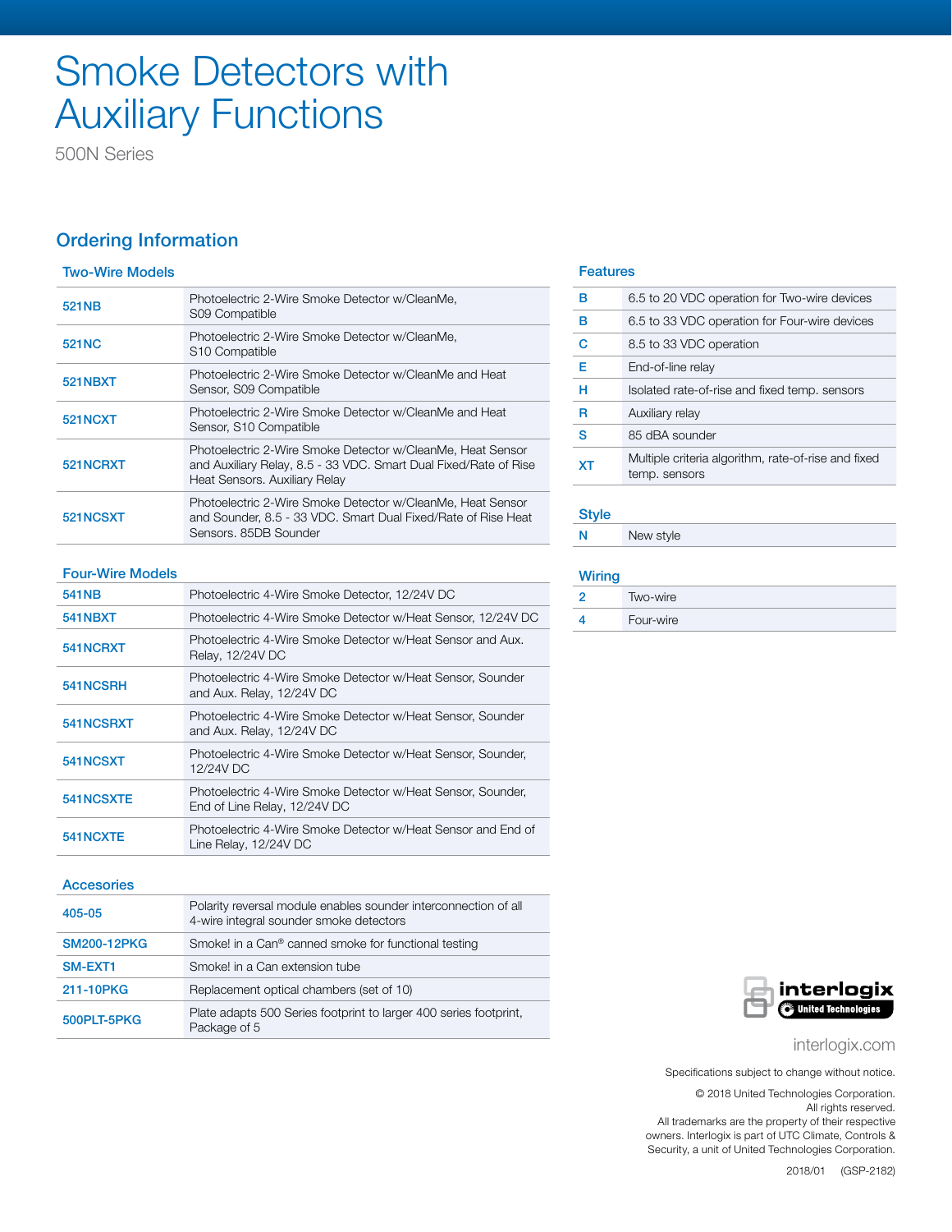# Smoke Detectors with Auxiliary Functions

500N Series

## Ordering Information

### Two-Wire Models

| | |
|---|---|
| 521NB | Photoelectric 2-Wire Smoke Detector w/CleanMe, S09 Compatible |
| 521NC | Photoelectric 2-Wire Smoke Detector w/CleanMe, S10 Compatible |
| 521NBXT | Photoelectric 2-Wire Smoke Detector w/CleanMe and Heat Sensor, S09 Compatible |
| 521NCXT | Photoelectric 2-Wire Smoke Detector w/CleanMe and Heat Sensor, S10 Compatible |
| 521NCRXT | Photoelectric 2-Wire Smoke Detector w/CleanMe, Heat Sensor and Auxiliary Relay, 8.5 - 33 VDC. Smart Dual Fixed/Rate of Rise Heat Sensors. Auxiliary Relay |
| 521NCSXT | Photoelectric 2-Wire Smoke Detector w/CleanMe, Heat Sensor and Sounder, 8.5 - 33 VDC. Smart Dual Fixed/Rate of Rise Heat Sensors. 85DB Sounder |

### Four-Wire Models

| | |
|---|---|
| 541NB | Photoelectric 4-Wire Smoke Detector, 12/24V DC |
| 541NBXT | Photoelectric 4-Wire Smoke Detector w/Heat Sensor, 12/24V DC |
| 541NCRXT | Photoelectric 4-Wire Smoke Detector w/Heat Sensor and Aux. Relay, 12/24V DC |
| 541NCSRH | Photoelectric 4-Wire Smoke Detector w/Heat Sensor, Sounder and Aux. Relay, 12/24V DC |
| 541NCSRXT | Photoelectric 4-Wire Smoke Detector w/Heat Sensor, Sounder and Aux. Relay, 12/24V DC |
| 541NCSXT | Photoelectric 4-Wire Smoke Detector w/Heat Sensor, Sounder, 12/24V DC |
| 541NCSXTE | Photoelectric 4-Wire Smoke Detector w/Heat Sensor, Sounder, End of Line Relay, 12/24V DC |
| 541NCXTE | Photoelectric 4-Wire Smoke Detector w/Heat Sensor and End of Line Relay, 12/24V DC |

### Accesories

| | |
|---|---|
| 405-05 | Polarity reversal module enables sounder interconnection of all 4-wire integral sounder smoke detectors |
| SM200-12PKG | Smoke! in a Can® canned smoke for functional testing |
| SM-EXT1 | Smoke! in a Can extension tube |
| 211-10PKG | Replacement optical chambers (set of 10) |
| 500PLT-5PKG | Plate adapts 500 Series footprint to larger 400 series footprint, Package of 5 |

### Features

| | |
|---|---|
| B | 6.5 to 20 VDC operation for Two-wire devices |
| B | 6.5 to 33 VDC operation for Four-wire devices |
| C | 8.5 to 33 VDC operation |
| E | End-of-line relay |
| H | Isolated rate-of-rise and fixed temp. sensors |
| R | Auxiliary relay |
| S | 85 dBA sounder |
| XT | Multiple criteria algorithm, rate-of-rise and fixed temp. sensors |

### Style

| | |
|---|---|
| N | New style |

### Wiring

| | |
|---|---|
| 2 | Two-wire |
| 4 | Four-wire |

interlogix
United Technologies

interlogix.com

Specifications subject to change without notice.

© 2018 United Technologies Corporation.
All rights reserved.
All trademarks are the property of their respective owners. Interlogix is part of UTC Climate, Controls & Security, a unit of United Technologies Corporation.

2018/01 (GSP-2182)